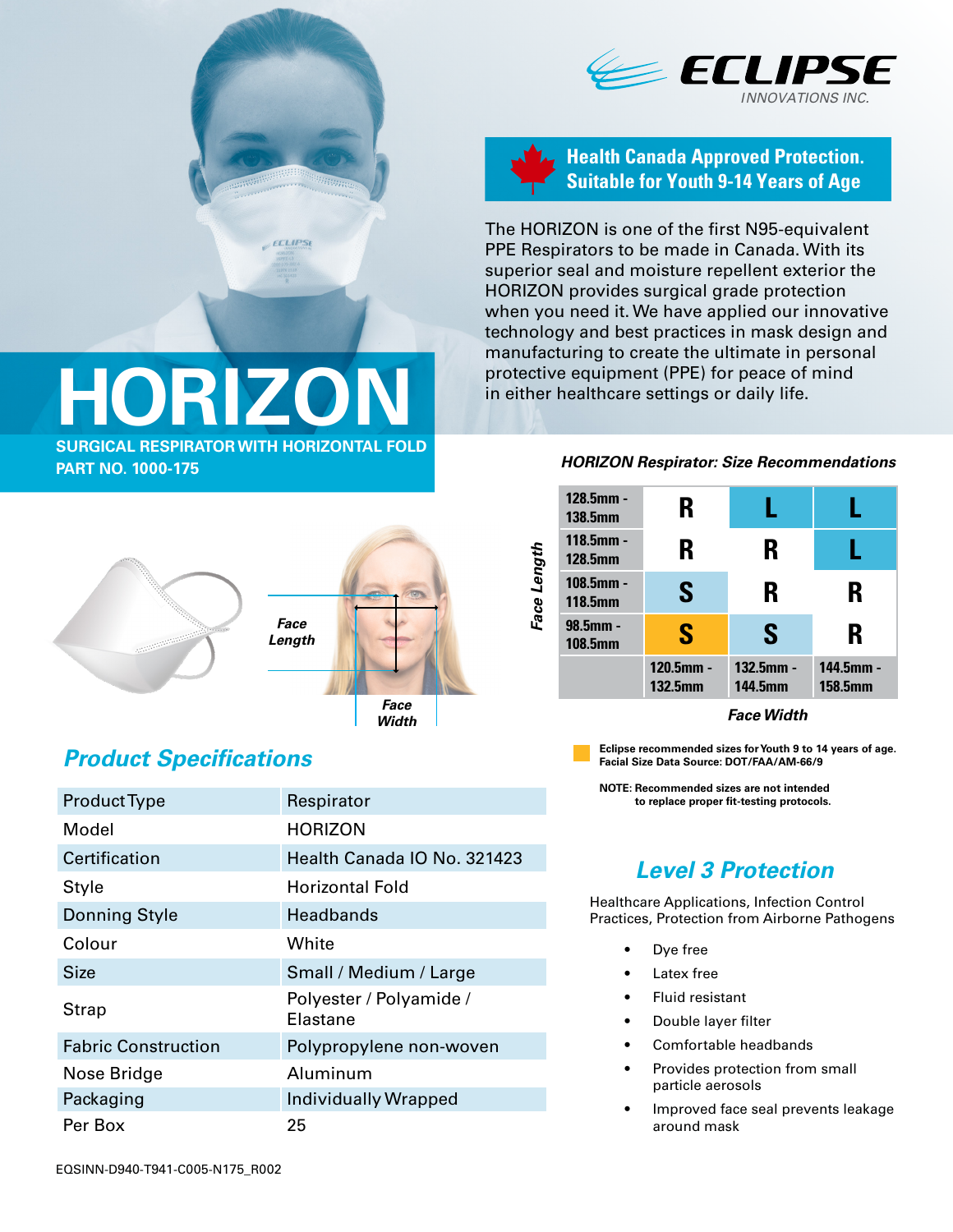ECLIPSE INNOVATIONS INC.

**Health Canada Approved Protection. Suitable for Youth 9-14 Years of Age**

The HORIZON is one of the first N95-equivalent PPE Respirators to be made in Canada. With its superior seal and moisture repellent exterior the HORIZON provides surgical grade protection when you need it. We have applied our innovative technology and best practices in mask design and manufacturing to create the ultimate in personal protective equipment (PPE) for peace of mind in either healthcare settings or daily life.

# HORIZON

**SURGICAL RESPIRATOR WITH HORIZONTAL FOLD**
**PART NO. 1000-175**

Face Length

Face Width

### *HORIZON Respirator: Size Recommendations*

| Face Length | | | |
|---|---|---|---|
| 128.5mm - 138.5mm | R | L | L |
| 118.5mm - 128.5mm | R | R | L |
| 108.5mm - 118.5mm | S | R | R |
| 98.5mm - 108.5mm | S | S | R |
| | 120.5mm - 132.5mm | 132.5mm - 144.5mm | 144.5mm - 158.5mm |
| | **Face Width** | | |

Eclipse recommended sizes for Youth 9 to 14 years of age.
Facial Size Data Source: DOT/FAA/AM-66/9

NOTE: Recommended sizes are not intended to replace proper fit-testing protocols.

## *Product Specifications*

| | |
|---|---|
| Product Type | Respirator |
| Model | HORIZON |
| Certification | Health Canada IO No. 321423 |
| Style | Horizontal Fold |
| Donning Style | Headbands |
| Colour | White |
| Size | Small / Medium / Large |
| Strap | Polyester / Polyamide / Elastane |
| Fabric Construction | Polypropylene non-woven |
| Nose Bridge | Aluminum |
| Packaging | Individually Wrapped |
| Per Box | 25 |

## *Level 3 Protection*

Healthcare Applications, Infection Control Practices, Protection from Airborne Pathogens

- Dye free
- Latex free
- Fluid resistant
- Double layer filter
- Comfortable headbands
- Provides protection from small particle aerosols
- Improved face seal prevents leakage around mask

EQSINN-D940-T941-C005-N175_R002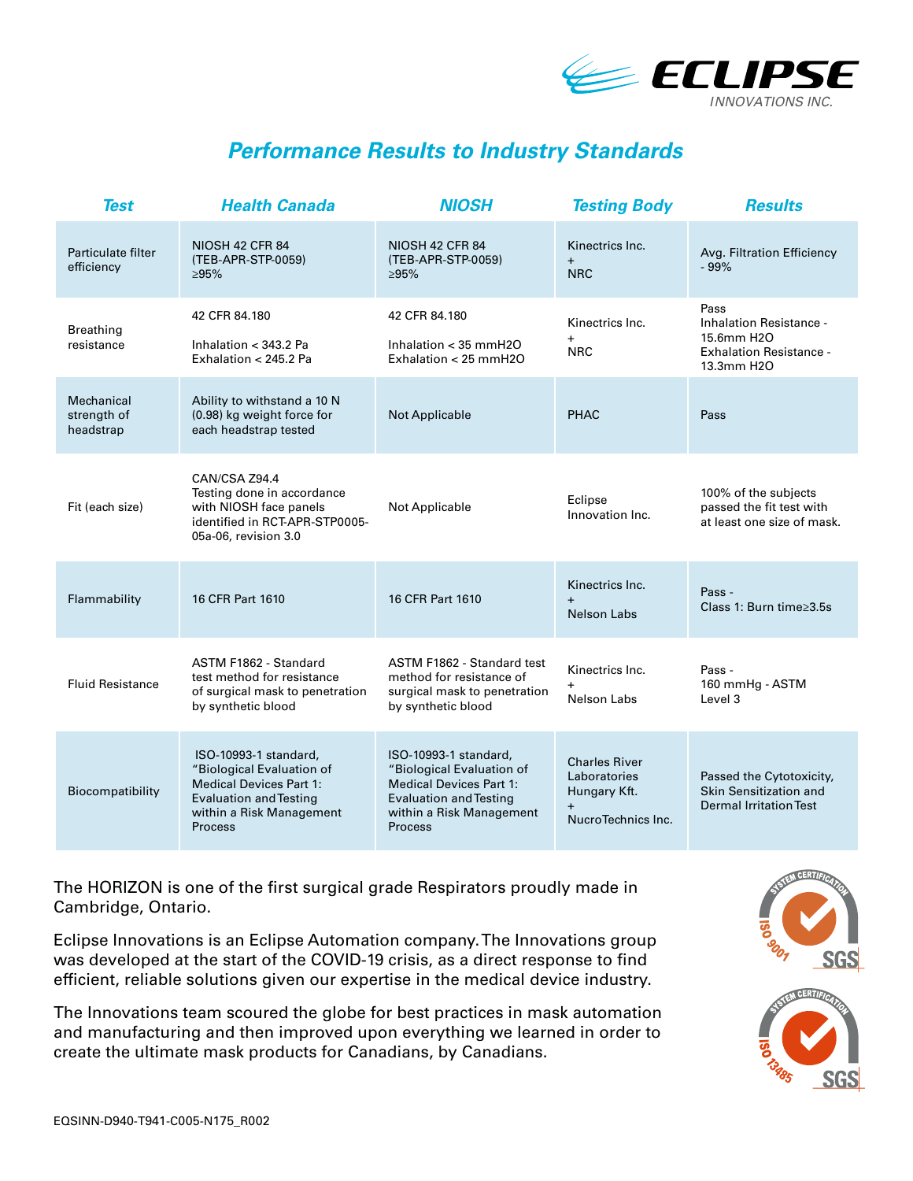ECLIPSE INNOVATIONS INC.

## Performance Results to Industry Standards

| Test | Health Canada | NIOSH | Testing Body | Results |
|---|---|---|---|---|
| Particulate filter efficiency | NIOSH 42 CFR 84 (TEB-APR-STP-0059) ≥95% | NIOSH 42 CFR 84 (TEB-APR-STP-0059) ≥95% | Kinectrics Inc. + NRC | Avg. Filtration Efficiency - 99% |
| Breathing resistance | 42 CFR 84.180<br><br>Inhalation < 343.2 Pa<br>Exhalation < 245.2 Pa | 42 CFR 84.180<br><br>Inhalation < 35 mmH2O<br>Exhalation < 25 mmH2O | Kinectrics Inc. + NRC | Pass<br>Inhalation Resistance - 15.6mm H2O<br>Exhalation Resistance - 13.3mm H2O |
| Mechanical strength of headstrap | Ability to withstand a 10 N (0.98) kg weight force for each headstrap tested | Not Applicable | PHAC | Pass |
| Fit (each size) | CAN/CSA Z94.4<br>Testing done in accordance with NIOSH face panels identified in RCT-APR-STP0005-05a-06, revision 3.0 | Not Applicable | Eclipse Innovation Inc. | 100% of the subjects passed the fit test with at least one size of mask. |
| Flammability | 16 CFR Part 1610 | 16 CFR Part 1610 | Kinectrics Inc. + Nelson Labs | Pass -<br>Class 1: Burn time≥3.5s |
| Fluid Resistance | ASTM F1862 - Standard test method for resistance of surgical mask to penetration by synthetic blood | ASTM F1862 - Standard test method for resistance of surgical mask to penetration by synthetic blood | Kinectrics Inc. + Nelson Labs | Pass -<br>160 mmHg - ASTM Level 3 |
| Biocompatibility | ISO-10993-1 standard, "Biological Evaluation of Medical Devices Part 1: Evaluation and Testing within a Risk Management Process | ISO-10993-1 standard, "Biological Evaluation of Medical Devices Part 1: Evaluation and Testing within a Risk Management Process | Charles River Laboratories Hungary Kft. + NucroTechnics Inc. | Passed the Cytotoxicity, Skin Sensitization and Dermal Irritation Test |

The HORIZON is one of the first surgical grade Respirators proudly made in Cambridge, Ontario.

Eclipse Innovations is an Eclipse Automation company. The Innovations group was developed at the start of the COVID-19 crisis, as a direct response to find efficient, reliable solutions given our expertise in the medical device industry.

The Innovations team scoured the globe for best practices in mask automation and manufacturing and then improved upon everything we learned in order to create the ultimate mask products for Canadians, by Canadians.

SYSTEM CERTIFICATION ISO 9001 SGS

SYSTEM CERTIFICATION ISO 13485 SGS

EQSINN-D940-T941-C005-N175_R002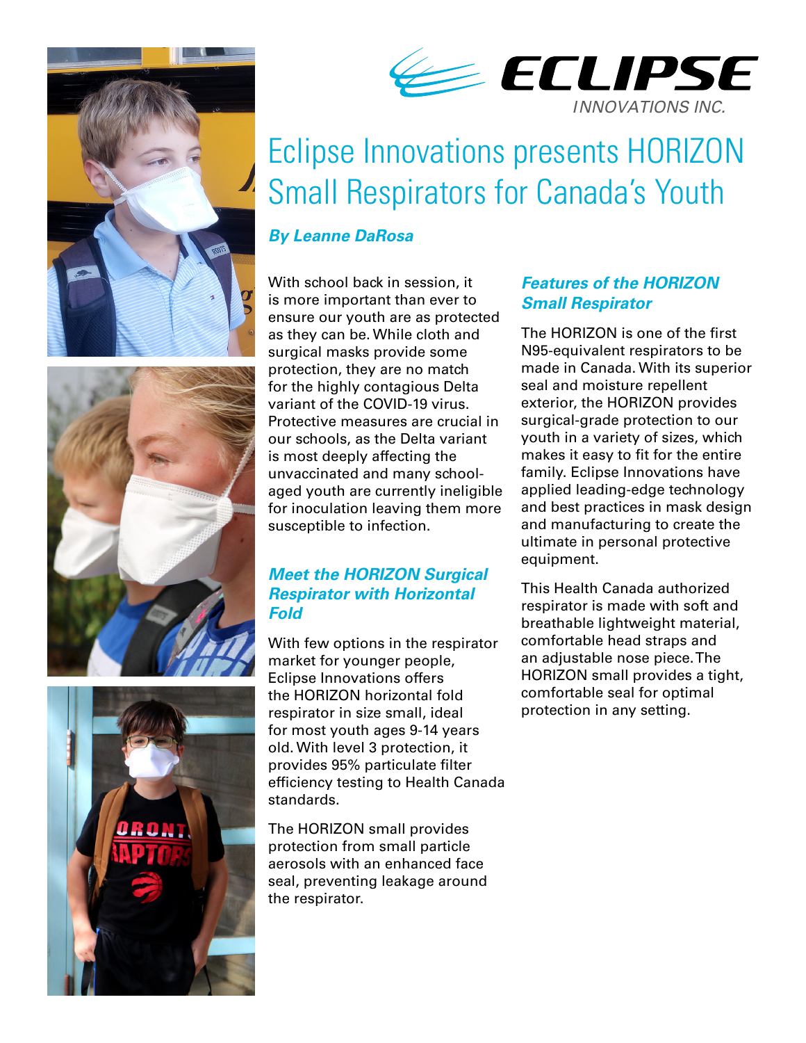ECLIPSE INNOVATIONS INC.

# Eclipse Innovations presents HORIZON Small Respirators for Canada's Youth

***By Leanne DaRosa***

With school back in session, it is more important than ever to ensure our youth are as protected as they can be. While cloth and surgical masks provide some protection, they are no match for the highly contagious Delta variant of the COVID-19 virus. Protective measures are crucial in our schools, as the Delta variant is most deeply affecting the unvaccinated and many school-aged youth are currently ineligible for inoculation leaving them more susceptible to infection.

### *Meet the HORIZON Surgical Respirator with Horizontal Fold*

With few options in the respirator market for younger people, Eclipse Innovations offers the HORIZON horizontal fold respirator in size small, ideal for most youth ages 9-14 years old. With level 3 protection, it provides 95% particulate filter efficiency testing to Health Canada standards.

The HORIZON small provides protection from small particle aerosols with an enhanced face seal, preventing leakage around the respirator.

### *Features of the HORIZON Small Respirator*

The HORIZON is one of the first N95-equivalent respirators to be made in Canada. With its superior seal and moisture repellent exterior, the HORIZON provides surgical-grade protection to our youth in a variety of sizes, which makes it easy to fit for the entire family. Eclipse Innovations have applied leading-edge technology and best practices in mask design and manufacturing to create the ultimate in personal protective equipment.

This Health Canada authorized respirator is made with soft and breathable lightweight material, comfortable head straps and an adjustable nose piece. The HORIZON small provides a tight, comfortable seal for optimal protection in any setting.